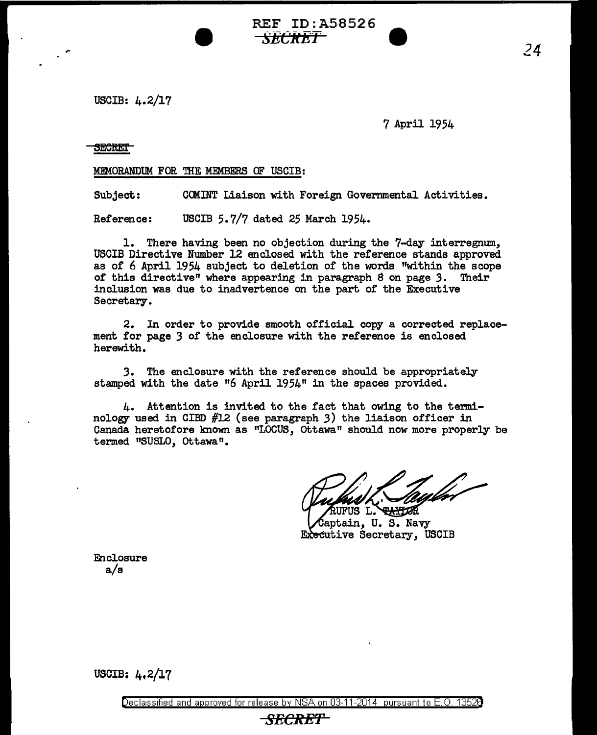USCIB: 4.2/17

7 April 1954

SECRET

MEMORANDUM FOR THE MEMBERS OF USCIB:

Subject: COMINT Liaison with Foreign Governmental Activities.

Reference: USCIB 5.7/7 dated 25 March 1954.

1. There having been no objection during the 7-day interregnum, USCIB Directive Number 12 enclosed with the reference stands approved as of 6 April 1954 subject to deletion of the words "within the scope of this directive" where appearing in paragraph 8 on page 3. Their inclusion was due to inadvertence on the part of the Executive Secretary.

2. In order to provide smooth official copy a corrected replacement for page 3 of the enclosure with the reference is enclosed herewith.

3. The enclosure with the reference should be appropriately stamped with the date "6 April 1954" in the spaces provided.

4. Attention is invited to the fact that owing to the terminology used in CIBD #12 (see paragraph 3) the liaison officer in Canada heretofore known as "LOCUS, Ottawa" should now more properly be termed "SUSLO, Ottawa".

RUFUS L. TAYLOR
Captain, U. S. Navy
Executive Secretary, USCIB

Enclosure
a/s

USCIB: 4.2/17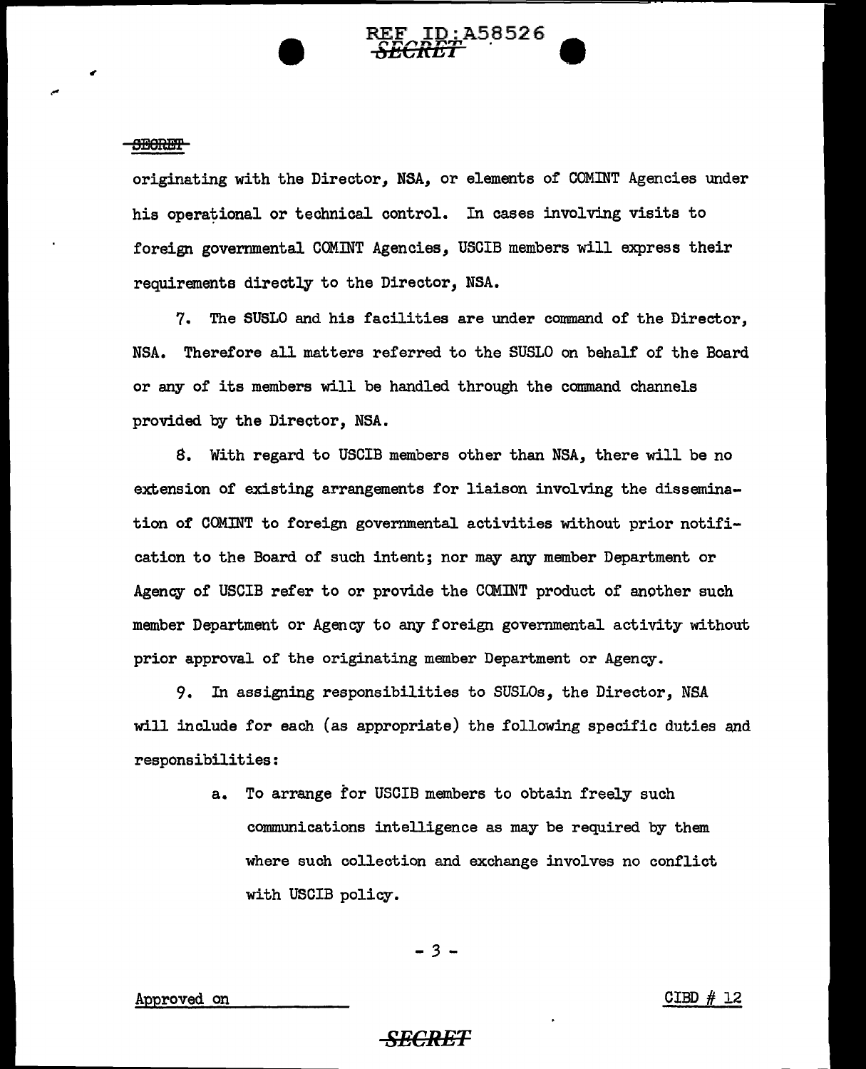originating with the Director, NSA, or elements of COMINT Agencies under his operational or technical control. In cases involving visits to foreign governmental COMINT Agencies, USCIB members will express their requirements directly to the Director, NSA.

7. The SUSLO and his facilities are under command of the Director, NSA. Therefore all matters referred to the SUSLO on behalf of the Board or any of its members will be handled through the command channels provided by the Director, NSA.

8. With regard to USCIB members other than NSA, there will be no extension of existing arrangements for liaison involving the dissemination of COMINT to foreign governmental activities without prior notification to the Board of such intent; nor may any member Department or Agency of USCIB refer to or provide the COMINT product of another such member Department or Agency to any foreign governmental activity without prior approval of the originating member Department or Agency.

9. In assigning responsibilities to SUSLOs, the Director, NSA will include for each (as appropriate) the following specific duties and responsibilities:

a. To arrange for USCIB members to obtain freely such communications intelligence as may be required by them where such collection and exchange involves no conflict with USCIB policy.

Approved on ____________ CIBD # 12